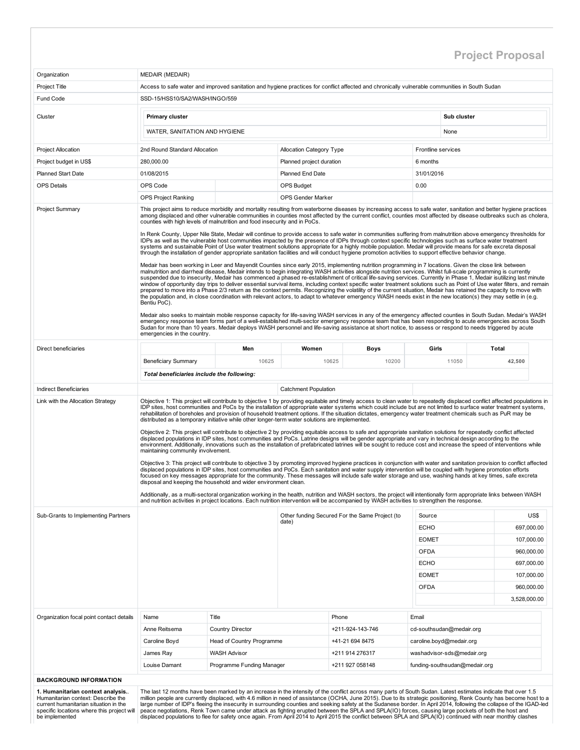# Project Proposal

| Field | Details |
|---|---|
| Organization | MEDAIR (MEDAIR) |
| Project Title | Access to safe water and improved sanitation and hygiene practices for conflict affected and chronically vulnerable communities in South Sudan |
| Fund Code | SSD-15/HSS10/SA2/WASH/INGO/559 |

**Cluster**

| Primary cluster | Sub cluster |
|---|---|
| WATER, SANITATION AND HYGIENE | None |

| | | | |
|---|---|---|---|
| Project Allocation | 2nd Round Standard Allocation | Allocation Category Type | Frontline services |
| Project budget in US$ | 280,000.00 | Planned project duration | 6 months |
| Planned Start Date | 01/08/2015 | Planned End Date | 31/01/2016 |
| OPS Details | OPS Code | OPS Budget | 0.00 |
| | OPS Project Ranking | OPS Gender Marker | |

**Project Summary**

This project aims to reduce morbidity and mortality resulting from waterborne diseases by increasing access to safe water, sanitation and better hygiene practices among displaced and other vulnerable communities in counties most affected by the current conflict, counties most affected by disease outbreaks such as cholera, counties with high levels of malnutrition and food insecurity and in PoCs.

In Renk County, Upper Nile State, Medair will continue to provide access to safe water in communities suffering from malnutrition above emergency thresholds for IDPs as well as the vulnerable host communities impacted by the presence of IDPs through context specific technologies such as surface water treatment systems and sustainable Point of Use water treatment solutions appropriate for a highly mobile population. Medair will provide means for safe excreta disposal through the installation of gender appropriate sanitation facilities and will conduct hygiene promotion activities to support effective behavior change.

Medair has been working in Leer and Mayendit Counties since early 2015, implementing nutrition programming in 7 locations. Given the close link between malnutrition and diarrheal disease, Medair intends to begin integrating WASH activities alongside nutrition services. Whilst full-scale programming is currently suspended due to insecurity, Medair has commenced a phased re-establishment of critical life-saving services. Currently in Phase 1, Medair isutilizing last minute window of opportunity day trips to deliver essential survival items, including context specific water treatment solutions such as Point of Use water filters, and remain prepared to move into a Phase 2/3 return as the context permits. Recognizing the volatility of the current situation, Medair has retained the capacity to move with the population and, in close coordination with relevant actors, to adapt to whatever emergency WASH needs exist in the new location(s) they may settle in (e.g. Bentiu PoC).

Medair also seeks to maintain mobile response capacity for life-saving WASH services in any of the emergency affected counties in South Sudan. Medair's WASH emergency response team forms part of a well-established multi-sector emergency response team that has been responding to acute emergencies across South Sudan for more than 10 years. Medair deploys WASH personnel and life-saving assistance at short notice, to assess or respond to needs triggered by acute emergencies in the country.

**Direct beneficiaries**

| | Men | Women | Boys | Girls | Total |
|---|---|---|---|---|---|
| Beneficiary Summary | 10625 | 10625 | 10200 | 11050 | 42,500 |

***Total beneficiaries include the following:***

| Indirect Beneficiaries | | Catchment Population | |
|---|---|---|---|

**Link with the Allocation Strategy**

Objective 1: This project will contribute to objective 1 by providing equitable and timely access to clean water to repeatedly displaced conflict affected populations in IDP sites, host communities and PoCs by the installation of appropriate water systems which could include but are not limited to surface water treatment systems, rehabilitation of boreholes and provision of household treatment options. If the situation dictates, emergency water treatment chemicals such as PuR may be distributed as a temporary initiative while other longer-term water solutions are implemented.

Objective 2: This project will contribute to objective 2 by providing equitable access to safe and appropriate sanitation solutions for repeatedly conflict affected displaced populations in IDP sites, host communities and PoCs. Latrine designs will be gender appropriate and vary in technical design according to the environment. Additionally, innovations such as the installation of prefabricated latrines will be sought to reduce cost and increase the speed of interventions while maintaining community involvement.

Objective 3: This project will contribute to objective 3 by promoting improved hygiene practices in conjunction with water and sanitation provision to conflict affected displaced populations in IDP sites, host communities and PoCs. Each sanitation and water supply intervention will be coupled with hygiene promotion efforts focused on key messages appropriate for the community. These messages will include safe water storage and use, washing hands at key times, safe excreta disposal and keeping the household and wider environment clean.

Additionally, as a multi-sectoral organization working in the health, nutrition and WASH sectors, the project will intentionally form appropriate links between WASH and nutrition activities in project locations. Each nutrition intervention will be accompanied by WASH activities to strengthen the response.

**Sub-Grants to Implementing Partners**

**Other funding Secured For the Same Project (to date)**

| Source | US$ |
|---|---|
| ECHO | 697,000.00 |
| EOMET | 107,000.00 |
| OFDA | 960,000.00 |
| ECHO | 697,000.00 |
| EOMET | 107,000.00 |
| OFDA | 960,000.00 |
| | 3,528,000.00 |

**Organization focal point contact details**

| Name | Title | Phone | Email |
|---|---|---|---|
| Anne Reitsema | Country Director | +211-924-143-746 | cd-southsudan@medair.org |
| Caroline Boyd | Head of Country Programme | +41-21 694 8475 | caroline.boyd@medair.org |
| James Ray | WASH Advisor | +211 914 276317 | washadvisor-sds@medair.org |
| Louise Damant | Programme Funding Manager | +211 927 058148 | funding-southsudan@medair.org |

## BACKGROUND INFORMATION

**1. Humanitarian context analysis.**. Humanitarian context: Describe the current humanitarian situation in the specific locations where this project will be implemented

The last 12 months have been marked by an increase in the intensity of the conflict across many parts of South Sudan. Latest estimates indicate that over 1.5 million people are currently displaced, with 4.6 million in need of assistance (OCHA, June 2015). Due to its strategic positioning, Renk County has become host to a large number of IDP's fleeing the insecurity in surrounding counties and seeking safety at the Sudanese border. In April 2014, following the collapse of the IGAD-led peace negotiations, Renk Town came under attack as fighting erupted between the SPLA and SPLA(IO) forces, causing large pockets of both the host and displaced populations to flee for safety once again. From April 2014 to April 2015 the conflict between SPLA and SPLA(IO) continued with near monthly clashes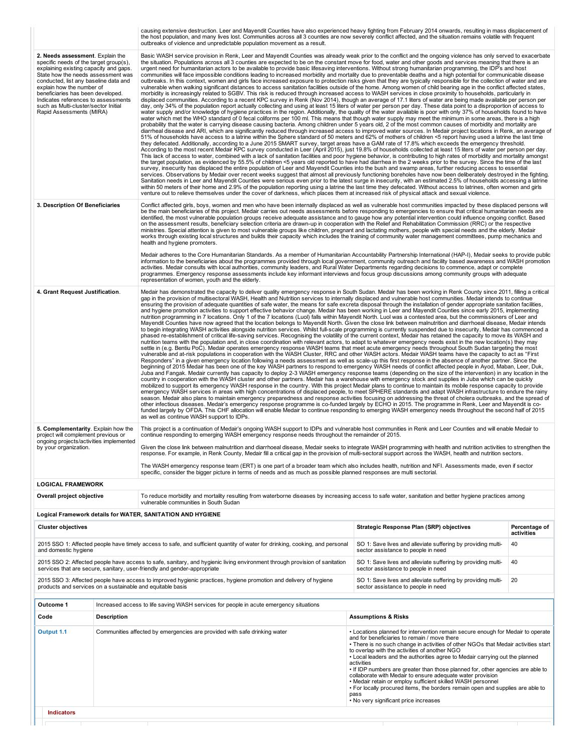| | |
|---|---|
| | causing extensive destruction. Leer and Mayendit Counties have also experienced heavy fighting from February 2014 onwards, resulting in mass displacement of the host population, and many lives lost. Communities across all 3 counties are now severely conflict affected, and the situation remains volatile with frequent outbreaks of violence and unpredictable population movement as a result. |
| **2. Needs assessment**. Explain the specific needs of the target group(s), explaining existing capacity and gaps. State how the needs assessment was conducted, list any baseline data and explain how the number of beneficiaries has been developed. Indicates references to assessments such as Multi-cluster/sector Initial Rapid Assessments (MIRA) | Basic WASH service provision in Renk, Leer and Mayendit Counties was already weak prior to the conflict and the ongoing violence has only served to exacerbate the situation. Populations across all 3 counties are expected to be on the constant move for food, water and other goods and services meaning that there is an urgent need for humanitarian actors to be available to provide basic lifesaving interventions. Without strong humanitarian programming, the IDP's and host communities will face impossible conditions leading to increased morbidity and mortality due to preventable deaths and a high potential for communicable disease outbreaks. In this context, women and girls face increased exposure to protection risks given that they are typically responsible for the collection of water and are vulnerable when walking significant distances to access sanitation facilities outside of the home. Among women of child bearing age in the conflict affected states, morbidity is increasingly related to SGBV. This risk is reduced through increased access to WASH services in close proximity to households, particularly in displaced communities. According to a recent KPC survey in Renk (Nov 2014), though an average of 17.1 liters of water are being made available per person per day, only 34% of the population report actually collecting and using at least 15 liters of water per person per day. These data point to a disproportion of access to water supply and/or knowledge of hygiene practices in the region. Additionally, the quality of the water available is poor with only 37% of households found to have water which met the WHO standard of 0 fecal coliforms per 100 ml. This means that though water supply may meet the minimum in some areas, there is a high probability that the water is carrying disease causing bacteria. Among children under 5 years old, 2 of the most common causes of morbidity and mortality are diarrheal disease and ARI, which are significantly reduced through increased access to improved water sources. In Medair project locations in Renk, an average of 51% of households have access to a latrine within the Sphere standard of 50 meters and 62% of mothers of children <5 report having used a latrine the last time they defecated. Additionally, according to a June 2015 SMART survey, target areas have a GAM rate of 17.8% which exceeds the emergency threshold. According to the most recent Medair KPC survey conducted in Leer (April 2015), just 19.8% of households collected at least 15 liters of water per person per day. This lack of access to water, combined with a lack of sanitation facilities and poor hygiene behavior, is contributing to high rates of morbidity and mortality amongst the target population, as evidenced by 55.5% of children <5 years old reported to have had diarrhea in the 2 weeks prior to the survey. Since the time of the last survey, insecurity has displaced the entire population of Leer and Mayendit Counties into the bush and swamp areas, further reducing access to essential services. Observations by Medair over recent weeks suggest that almost all previously functioning boreholes have now been deliberately destroyed in the fighting. Sanitation needs in Leer and Mayendit Counties were serious even prior to the latest surge in insecurity, with an estimated 2.5% of households accessing a latrine within 50 meters of their home and 2.9% of the population reporting using a latrine the last time they defecated. Without access to latrines, often women and girls venture out to relieve themselves under the cover of darkness, which places them at increased risk of physical attack and sexual violence. |
| **3. Description Of Beneficiaries** | Conflict affected girls, boys, women and men who have been internally displaced as well as vulnerable host communities impacted by these displaced persons will be the main beneficiaries of this project. Medair carries out needs assessments before responding to emergencies to ensure that critical humanitarian needs are identified, the most vulnerable population groups receive adequate assistance and to gauge how any potential intervention could influence ongoing conflict. Based on the assessment results, beneficiary selection criteria are drawn-up in cooperation with the Relief and Rehabilitation Commission (RRC) or the respective ministries. Special attention is given to most vulnerable groups like children, pregnant and lactating mothers, people with special needs and the elderly. Medair works through existing local structures and builds their capacity which includes the training of community water management committees, pump mechanics and health and hygiene promoters.<br><br>Medair adheres to the Core Humanitarian Standards. As a member of Humanitarian Accountability Partnership International (HAP-I), Medair seeks to provide public information to the beneficiaries about the programmes provided through local government, community outreach and facility based awareness and WASH promotion activities. Medair consults with local authorities, community leaders, and Rural Water Departments regarding decisions to commence, adapt or complete programmes. Emergency response assessments include key informant interviews and focus group discussions among community groups with adequate representation of women, youth and the elderly. |
| **4. Grant Request Justification**. | Medair has demonstrated the capacity to deliver quality emergency response in South Sudan. Medair has been working in Renk County since 2011, filling a critical gap in the provision of multisectoral WASH, Health and Nutrition services to internally displaced and vulnerable host communities. Medair intends to continue ensuring the provision of adequate quantities of safe water, the means for safe excreta disposal through the installation of gender appropriate sanitation facilities, and hygiene promotion activities to support effective behavior change. Medair has been working in Leer and Mayendit Counties since early 2015, implementing nutrition programming in 7 locations. Only 1 of the 7 locations (Luol) falls within Mayendit North. Luol was a contested area, but the commissioners of Leer and Mayendit Counties have now agreed that the location belongs to Mayendit North. Given the close link between malnutrition and diarrheal disease, Medair intends to begin integrating WASH activities alongside nutrition services. Whilst full-scale programming is currently suspended due to insecurity, Medair has commenced a phased re-establishment of critical life-saving services. Recognising the volatility of the current context, Medair has retained the capacity to move its WASH and nutrition teams with the population and, in close coordination with relevant actors, to adapt to whatever emergency needs exist in the new location(s) they may settle in (e.g. Bentiu PoC). Medair operates emergency response WASH teams that meet acute emergency needs throughout South Sudan targeting the most vulnerable and at-risk populations in cooperation with the WASH Cluster, RRC and other WASH actors. Medair WASH teams have the capacity to act as "First Responders" in a given emergency location following a needs assessment as well as scale-up this first response in the absence of another partner. Since the beginning of 2015 Medair has been one of the key WASH partners to respond to emergency WASH needs of conflict affected people in Ayod, Maban, Leer, Duk, Juba and Fangak. Medair currently has capacity to deploy 2-3 WASH emergency response teams (depending on the size of the intervention) in any location in the country in cooperation with the WASH cluster and other partners. Medair has a warehouse with emergency stock and supplies in Juba which can be quickly mobilized to support its emergency WASH response in the country. With this project Medair plans to continue to maintain its mobile response capacity to provide emergency WASH services in areas with high concentrations of displaced people, to meet SPHERE standards and adapt WASH infrastructure to endure the rainy season. Medair also plans to maintain emergency preparedness and response activities focusing on addressing the threat of cholera outbreaks, and the spread of other infectious diseases. Medair's emergency response programme is co-funded largely by ECHO in 2015. The programme in Renk, Leer and Mayendit is co-funded largely by OFDA. This CHF allocation will enable Medair to continue responding to emerging WASH emergency needs throughout the second half of 2015 as well as continue WASH support to IDPs. |
| **5. Complementarity**. Explain how the project will complement previous or ongoing projects/activities implemented by your organization. | This project is a continuation of Medair's ongoing WASH support to IDPs and vulnerable host communities in Renk and Leer Counties and will enable Medair to continue responding to emerging WASH emergency response needs throughout the remainder of 2015.<br><br>Given the close link between malnutrition and diarrheal disease, Medair seeks to integrate WASH programming with health and nutrition activities to strengthen the response. For example, in Renk County, Medair fill a critical gap in the provision of multi-sectoral support across the WASH, health and nutrition sectors.<br><br>The WASH emergency response team (ERT) is one part of a broader team which also includes health, nutrition and NFI. Assessments made, even if sector specific, consider the bigger picture in terms of needs and as much as possible planned responses are multi sectorial. |

**LOGICAL FRAMEWORK**

| | |
|---|---|
| **Overall project objective** | To reduce morbidity and mortality resulting from waterborne diseases by increasing access to safe water, sanitation and better hygiene practices among vulnerable communities in South Sudan |

**Logical Framework details for WATER, SANITATION AND HYGIENE**

| Cluster objectives | Strategic Response Plan (SRP) objectives | Percentage of activities |
|---|---|---|
| 2015 SSO 1: Affected people have timely access to safe, and sufficient quantity of water for drinking, cooking, and personal and domestic hygiene | SO 1: Save lives and alleviate suffering by providing multi-sector assistance to people in need | 40 |
| 2015 SSO 2: Affected people have access to safe, sanitary, and hygienic living environment through provision of sanitation services that are secure, sanitary, user-friendly and gender-appropriate | SO 1: Save lives and alleviate suffering by providing multi-sector assistance to people in need | 40 |
| 2015 SSO 3: Affected people have access to improved hygienic practices, hygiene promotion and delivery of hygiene products and services on a sustainable and equitable basis | SO 1: Save lives and alleviate suffering by providing multi-sector assistance to people in need | 20 |

| **Outcome 1** | Increased access to life saving WASH services for people in acute emergency situations | |
|---|---|---|
| **Code** | **Description** | **Assumptions & Risks** |
| **Output 1.1** | Communities affected by emergencies are provided with safe drinking water | • Locations planned for intervention remain secure enough for Medair to operate and for beneficiaries to remain / move there<br>• There is no such change in activities of other NGOs that Medair activities start to overlap with the activities of another NGO<br>• Local leaders and the authorities agree to Medair carrying out the planned activities<br>• If IDP numbers are greater than those planned for, other agencies are able to collaborate with Medair to ensure adequate water provision<br>• Medair retain or employ sufficient skilled WASH personnel<br>• For locally procured items, the borders remain open and supplies are able to pass<br>• No very significant price increases |

**Indicators**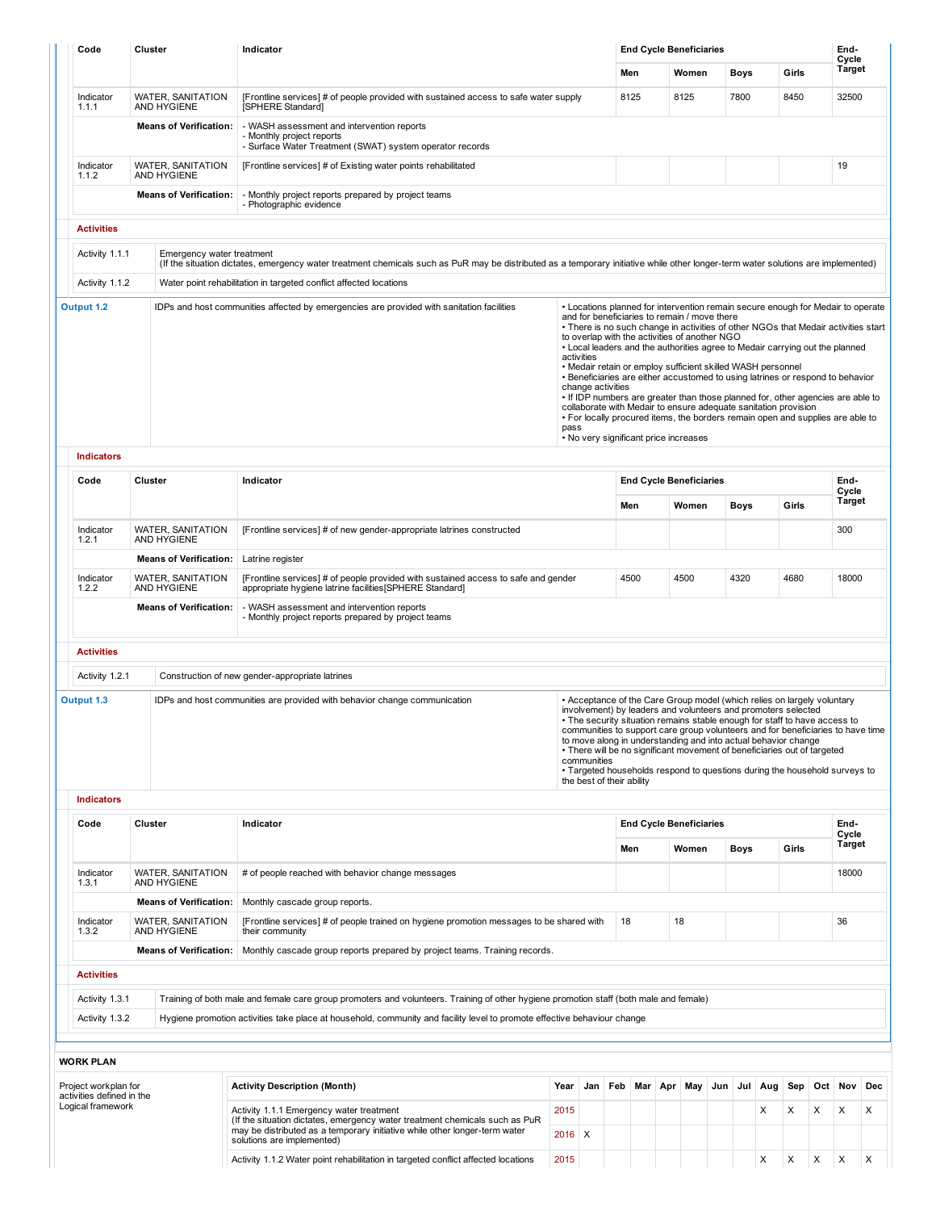| Code | Cluster | Indicator | End Cycle Beneficiaries | | | | End-Cycle Target |
|---|---|---|---|---|---|---|---|
| | | | Men | Women | Boys | Girls | |
| Indicator 1.1.1 | WATER, SANITATION AND HYGIENE | [Frontline services] # of people provided with sustained access to safe water supply [SPHERE Standard] | 8125 | 8125 | 7800 | 8450 | 32500 |
| | **Means of Verification:** | - WASH assessment and intervention reports<br>- Monthly project reports<br>- Surface Water Treatment (SWAT) system operator records | | | | | |
| Indicator 1.1.2 | WATER, SANITATION AND HYGIENE | [Frontline services] # of Existing water points rehabilitated | | | | | 19 |
| | **Means of Verification:** | - Monthly project reports prepared by project teams<br>- Photographic evidence | | | | | |

**Activities**

| | |
|---|---|
| Activity 1.1.1 | Emergency water treatment<br>(If the situation dictates, emergency water treatment chemicals such as PuR may be distributed as a temporary initiative while other longer-term water solutions are implemented) |
| Activity 1.1.2 | Water point rehabilitation in targeted conflict affected locations |

| | | |
|---|---|---|
| **Output 1.2** | IDPs and host communities affected by emergencies are provided with sanitation facilities | • Locations planned for intervention remain secure enough for Medair to operate and for beneficiaries to remain / move there<br>• There is no such change in activities of other NGOs that Medair activities start to overlap with the activities of another NGO<br>• Local leaders and the authorities agree to Medair carrying out the planned activities<br>• Medair retain or employ sufficient skilled WASH personnel<br>• Beneficiaries are either accustomed to using latrines or respond to behavior change activities<br>• If IDP numbers are greater than those planned for, other agencies are able to collaborate with Medair to ensure adequate sanitation provision<br>• For locally procured items, the borders remain open and supplies are able to pass<br>• No very significant price increases |

**Indicators**

| Code | Cluster | Indicator | End Cycle Beneficiaries | | | | End-Cycle Target |
|---|---|---|---|---|---|---|---|
| | | | Men | Women | Boys | Girls | |
| Indicator 1.2.1 | WATER, SANITATION AND HYGIENE | [Frontline services] # of new gender-appropriate latrines constructed | | | | | 300 |
| | **Means of Verification:** | Latrine register | | | | | |
| Indicator 1.2.2 | WATER, SANITATION AND HYGIENE | [Frontline services] # of people provided with sustained access to safe and gender appropriate hygiene latrine facilities[SPHERE Standard] | 4500 | 4500 | 4320 | 4680 | 18000 |
| | **Means of Verification:** | - WASH assessment and intervention reports<br>- Monthly project reports prepared by project teams | | | | | |

**Activities**

| | |
|---|---|
| Activity 1.2.1 | Construction of new gender-appropriate latrines |

| | | |
|---|---|---|
| **Output 1.3** | IDPs and host communities are provided with behavior change communication | • Acceptance of the Care Group model (which relies on largely voluntary involvement) by leaders and volunteers and promoters selected<br>• The security situation remains stable enough for staff to have access to communities to support care group volunteers and for beneficiaries to have time to move along in understanding and into actual behavior change<br>• There will be no significant movement of beneficiaries out of targeted communities<br>• Targeted households respond to questions during the household surveys to the best of their ability |

**Indicators**

| Code | Cluster | Indicator | End Cycle Beneficiaries | | | | End-Cycle Target |
|---|---|---|---|---|---|---|---|
| | | | Men | Women | Boys | Girls | |
| Indicator 1.3.1 | WATER, SANITATION AND HYGIENE | # of people reached with behavior change messages | | | | | 18000 |
| | **Means of Verification:** | Monthly cascade group reports. | | | | | |
| Indicator 1.3.2 | WATER, SANITATION AND HYGIENE | [Frontline services] # of people trained on hygiene promotion messages to be shared with their community | 18 | 18 | | | 36 |
| | **Means of Verification:** | Monthly cascade group reports prepared by project teams. Training records. | | | | | |

**Activities**

| | |
|---|---|
| Activity 1.3.1 | Training of both male and female care group promoters and volunteers. Training of other hygiene promotion staff (both male and female) |
| Activity 1.3.2 | Hygiene promotion activities take place at household, community and facility level to promote effective behaviour change |

**WORK PLAN**

| | Activity Description (Month) | Year | Jan | Feb | Mar | Apr | May | Jun | Jul | Aug | Sep | Oct | Nov | Dec |
|---|---|---|---|---|---|---|---|---|---|---|---|---|---|---|
| Project workplan for activities defined in the Logical framework | Activity 1.1.1 Emergency water treatment<br>(If the situation dictates, emergency water treatment chemicals such as PuR may be distributed as a temporary initiative while other longer-term water solutions are implemented) | 2015 | | | | | | | | X | X | X | X | X |
| | | 2016 | X | | | | | | | | | | | |
| | Activity 1.1.2 Water point rehabilitation in targeted conflict affected locations | 2015 | | | | | | | | X | X | X | X | X |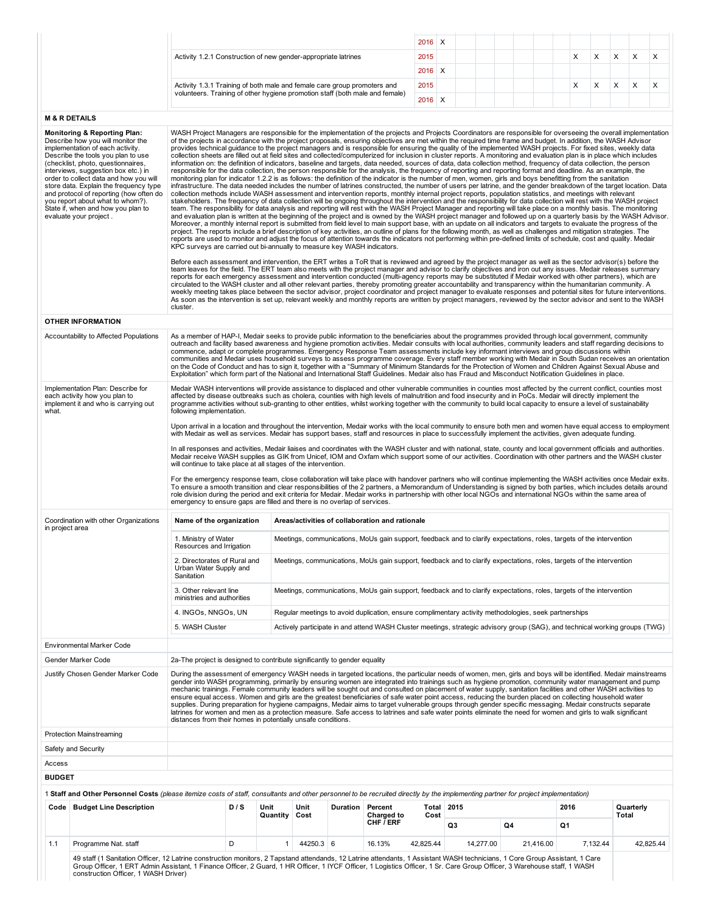| | | | | | | | | | | | | | |
|---|---|---|---|---|---|---|---|---|---|---|---|---|---|
| | 2016 | X | | | | | | | | | | | |
| Activity 1.2.1 Construction of new gender-appropriate latrines | 2015 | | | | | | | | X | X | X | X | X |
| | 2016 | X | | | | | | | | | | | |
| Activity 1.3.1 Training of both male and female care group promoters and volunteers. Training of other hygiene promotion staff (both male and female) | 2015 | | | | | | | | X | X | X | X | X |
| | 2016 | X | | | | | | | | | | | |

## M & R DETAILS

**Monitoring & Reporting Plan:** Describe how you will monitor the implementation of each activity. Describe the tools you plan to use (checklist, photo, questionnaires, interviews, suggestion box etc.) in order to collect data and how you will store data. Explain the frequency type and protocol of reporting (how often do you report about what to whom?). State if, when and how you plan to evaluate your project .

WASH Project Managers are responsible for the implementation of the projects and Projects Coordinators are responsible for overseeing the overall implementation of the projects in accordance with the project proposals, ensuring objectives are met within the required time frame and budget. In addition, the WASH Advisor provides technical guidance to the project managers and is responsible for ensuring the quality of the implemented WASH projects. For fixed sites, weekly data collection sheets are filled out at field sites and collected/computerized for inclusion in cluster reports. A monitoring and evaluation plan is in place which includes information on: the definition of indicators, baseline and targets, data needed, sources of data, data collection method, frequency of data collection, the person responsible for the data collection, the person responsible for the analysis, the frequency of reporting and reporting format and deadline. As an example, the monitoring plan for indicator 1.2.2 is as follows: the definition of the indicator is the number of men, women, girls and boys benefitting from the sanitation infrastructure. The data needed includes the number of latrines constructed, the number of users per latrine, and the gender breakdown of the target location. Data collection methods include WASH assessment and intervention reports, monthly internal project reports, population statistics, and meetings with relevant stakeholders. The frequency of data collection will be ongoing throughout the intervention and the responsibility for data collection will rest with the WASH project team. The responsibility for data analysis and reporting will rest with the WASH Project Manager and reporting will take place on a monthly basis. The monitoring and evaluation plan is written at the beginning of the project and is owned by the WASH project manager and followed up on a quarterly basis by the WASH Advisor. Moreover, a monthly internal report is submitted from field level to main support base, with an update on all indicators and targets to evaluate the progress of the project. The reports include a brief description of key activities, an outline of plans for the following month, as well as challenges and mitigation strategies. The reports are used to monitor and adjust the focus of attention towards the indicators not performing within pre-defined limits of schedule, cost and quality. Medair KPC surveys are carried out bi-annually to measure key WASH indicators.

Before each assessment and intervention, the ERT writes a ToR that is reviewed and agreed by the project manager as well as the sector advisor(s) before the team leaves for the field. The ERT team also meets with the project manager and advisor to clarify objectives and iron out any issues. Medair releases summary reports for each emergency assessment and intervention conducted (multi-agency reports may be substituted if Medair worked with other partners), which are circulated to the WASH cluster and all other relevant parties, thereby promoting greater accountability and transparency within the humanitarian community. A weekly meeting takes place between the sector advisor, project coordinator and project manager to evaluate responses and potential sites for future interventions. As soon as the intervention is set up, relevant weekly and monthly reports are written by project managers, reviewed by the sector advisor and sent to the WASH cluster.

## OTHER INFORMATION

**Accountability to Affected Populations**

As a member of HAP-I, Medair seeks to provide public information to the beneficiaries about the programmes provided through local government, community outreach and facility based awareness and hygiene promotion activities. Medair consults with local authorities, community leaders and staff regarding decisions to commence, adapt or complete programmes. Emergency Response Team assessments include key informant interviews and group discussions within communities and Medair uses household surveys to assess programme coverage. Every staff member working with Medair in South Sudan receives an orientation on the Code of Conduct and has to sign it, together with a "Summary of Minimum Standards for the Protection of Women and Children Against Sexual Abuse and Exploitation" which form part of the National and International Staff Guidelines. Medair also has Fraud and Misconduct Notification Guidelines in place.

**Implementation Plan: Describe for each activity how you plan to implement it and who is carrying out what.**

Medair WASH interventions will provide assistance to displaced and other vulnerable communities in counties most affected by the current conflict, counties most affected by disease outbreaks such as cholera, counties with high levels of malnutrition and food insecurity and in PoCs. Medair will directly implement the programme activities without sub-granting to other entities, whilst working together with the community to build local capacity to ensure a level of sustainability following implementation.

Upon arrival in a location and throughout the intervention, Medair works with the local community to ensure both men and women have equal access to employment with Medair as well as services. Medair has support bases, staff and resources in place to successfully implement the activities, given adequate funding.

In all responses and activities, Medair liaises and coordinates with the WASH cluster and with national, state, county and local government officials and authorities. Medair receive WASH supplies as GIK from Unicef, IOM and Oxfam which support some of our activities. Coordination with other partners and the WASH cluster will continue to take place at all stages of the intervention.

For the emergency response team, close collaboration will take place with handover partners who will continue implementing the WASH activities once Medair exits. To ensure a smooth transition and clear responsibilities of the 2 partners, a Memorandum of Understanding is signed by both parties, which includes details around role division during the period and exit criteria for Medair. Medair works in partnership with other local NGOs and international NGOs within the same area of emergency to ensure gaps are filled and there is no overlap of services.

**Coordination with other Organizations in project area**

| Name of the organization | Areas/activities of collaboration and rationale |
|---|---|
| 1. Ministry of Water Resources and Irrigation | Meetings, communications, MoUs gain support, feedback and to clarify expectations, roles, targets of the intervention |
| 2. Directorates of Rural and Urban Water Supply and Sanitation | Meetings, communications, MoUs gain support, feedback and to clarify expectations, roles, targets of the intervention |
| 3. Other relevant line ministries and authorities | Meetings, communications, MoUs gain support, feedback and to clarify expectations, roles, targets of the intervention |
| 4. INGOs, NNGOs, UN | Regular meetings to avoid duplication, ensure complimentary activity methodologies, seek partnerships |
| 5. WASH Cluster | Actively participate in and attend WASH Cluster meetings, strategic advisory group (SAG), and technical working groups (TWG) |

**Environmental Marker Code**

**Gender Marker Code**

2a-The project is designed to contribute significantly to gender equality

**Justify Chosen Gender Marker Code**

During the assessment of emergency WASH needs in targeted locations, the particular needs of women, men, girls and boys will be identified. Medair mainstreams gender into WASH programming, primarily by ensuring women are integrated into trainings such as hygiene promotion, community water management and pump mechanic trainings. Female community leaders will be sought out and consulted on placement of water supply, sanitation facilities and other WASH activities to ensure equal access. Women and girls are the greatest beneficiaries of safe water point access, reducing the burden placed on collecting household water supplies. During preparation for hygiene campaigns, Medair aims to target vulnerable groups through gender specific messaging. Medair constructs separate latrines for women and men as a protection measure. Safe access to latrines and safe water points eliminate the need for women and girls to walk significant distances from their homes in potentially unsafe conditions.

**Protection Mainstreaming**

**Safety and Security**

**Access**

## BUDGET

1 **Staff and Other Personnel Costs** *(please itemize costs of staff, consultants and other personnel to be recruited directly by the implementing partner for project implementation)*

| Code | Budget Line Description | D / S | Unit Quantity | Unit Cost | Duration | Percent Charged to CHF / ERF | Total Cost | 2015 Q3 | 2015 Q4 | 2016 Q1 | Quarterly Total |
|---|---|---|---|---|---|---|---|---|---|---|---|
| 1.1 | Programme Nat. staff | D | 1 | 44250.3 | 6 | 16.13% | 42,825.44 | 14,277.00 | 21,416.00 | 7,132.44 | 42,825.44 |
| | 49 staff (1 Sanitation Officer, 12 Latrine construction monitors, 2 Tapstand attendands, 12 Latrine attendants, 1 Assistant WASH technicians, 1 Core Group Assistant, 1 Care Group Officer, 1 ERT Admin Assistant, 1 Finance Officer, 2 Guard, 1 HR Officer, 1 IYCF Officer, 1 Logistics Officer, 1 Sr. Care Group Officer, 3 Warehouse staff, 1 WASH construction Officer, 1 WASH Driver) | | | | | | | | | | |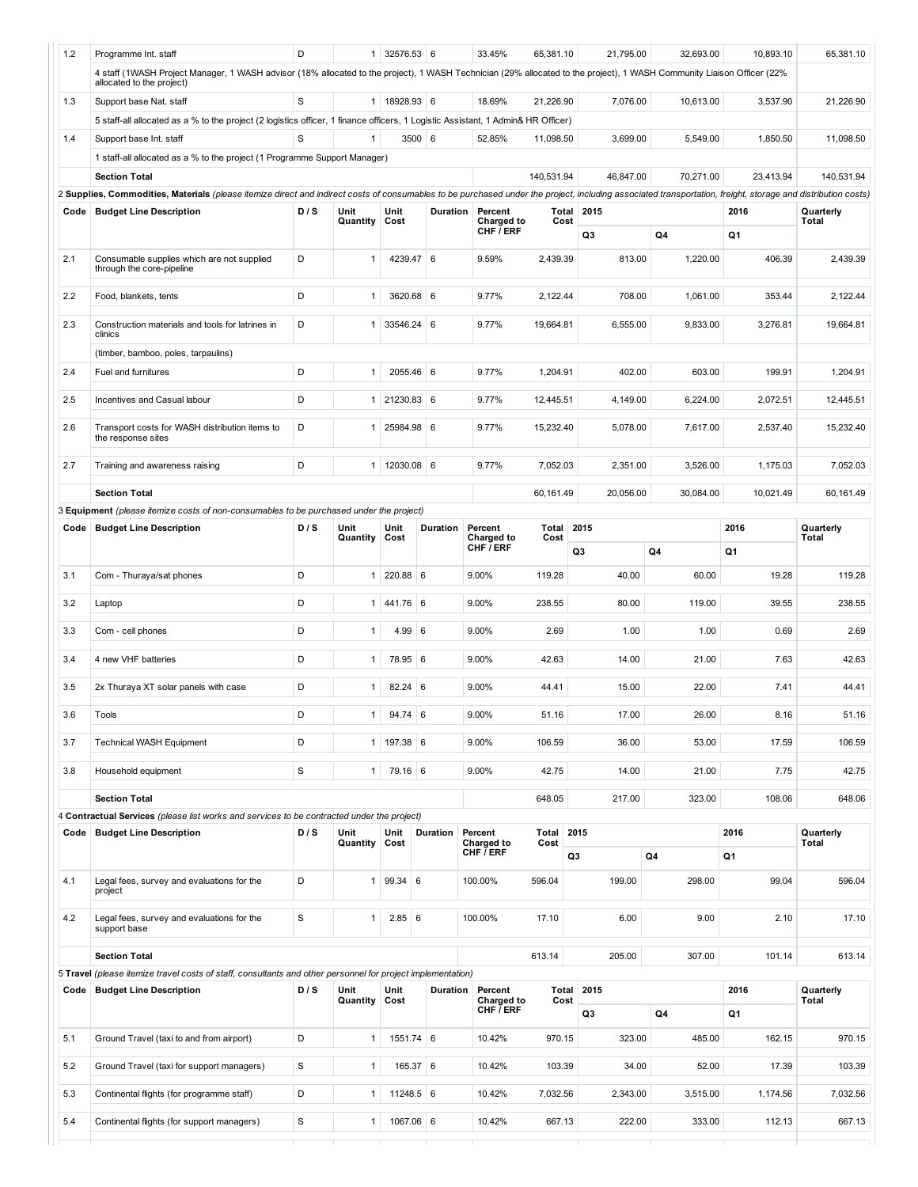| Code | Budget Line Description | D / S | Unit Quantity | Unit Cost | Duration | Percent Charged to CHF / ERF | Total Cost | 2015 Q3 | 2015 Q4 | 2016 Q1 | Quarterly Total |
|---|---|---|---|---|---|---|---|---|---|---|---|
| 1.2 | Programme Int. staff | D | 1 | 32576.53 | 6 | 33.45% | 65,381.10 | 21,795.00 | 32,693.00 | 10,893.10 | 65,381.10 |
| | 4 staff (1WASH Project Manager, 1 WASH advisor (18% allocated to the project), 1 WASH Technician (29% allocated to the project), 1 WASH Community Liaison Officer (22% allocated to the project) | | | | | | | | | | |
| 1.3 | Support base Nat. staff | S | 1 | 18928.93 | 6 | 18.69% | 21,226.90 | 7,076.00 | 10,613.00 | 3,537.90 | 21,226.90 |
| | 5 staff-all allocated as a % to the project (2 logistics officer, 1 finance officers, 1 Logistic Assistant, 1 Admin& HR Officer) | | | | | | | | | | |
| 1.4 | Support base Int. staff | S | 1 | 3500 | 6 | 52.85% | 11,098.50 | 3,699.00 | 5,549.00 | 1,850.50 | 11,098.50 |
| | 1 staff-all allocated as a % to the project (1 Programme Support Manager) | | | | | | | | | | |
| | **Section Total** | | | | | | 140,531.94 | 46,847.00 | 70,271.00 | 23,413.94 | 140,531.94 |

2 **Supplies, Commodities, Materials** *(please itemize direct and indirect costs of consumables to be purchased under the project, including associated transportation, freight, storage and distribution costs)*

| Code | Budget Line Description | D / S | Unit Quantity | Unit Cost | Duration | Percent Charged to CHF / ERF | Total Cost | 2015 | | 2016 | Quarterly Total |
|---|---|---|---|---|---|---|---|---|---|---|---|
| | | | | | | | | Q3 | Q4 | Q1 | |
| 2.1 | Consumable supplies which are not supplied through the core-pipeline | D | 1 | 4239.47 | 6 | 9.59% | 2,439.39 | 813.00 | 1,220.00 | 406.39 | 2,439.39 |
| 2.2 | Food, blankets, tents | D | 1 | 3620.68 | 6 | 9.77% | 2,122.44 | 708.00 | 1,061.00 | 353.44 | 2,122.44 |
| 2.3 | Construction materials and tools for latrines in clinics | D | 1 | 33546.24 | 6 | 9.77% | 19,664.81 | 6,555.00 | 9,833.00 | 3,276.81 | 19,664.81 |
| | (timber, bamboo, poles, tarpaulins) | | | | | | | | | | |
| 2.4 | Fuel and furnitures | D | 1 | 2055.46 | 6 | 9.77% | 1,204.91 | 402.00 | 603.00 | 199.91 | 1,204.91 |
| 2.5 | Incentives and Casual labour | D | 1 | 21230.83 | 6 | 9.77% | 12,445.51 | 4,149.00 | 6,224.00 | 2,072.51 | 12,445.51 |
| 2.6 | Transport costs for WASH distribution items to the response sites | D | 1 | 25984.98 | 6 | 9.77% | 15,232.40 | 5,078.00 | 7,617.00 | 2,537.40 | 15,232.40 |
| 2.7 | Training and awareness raising | D | 1 | 12030.08 | 6 | 9.77% | 7,052.03 | 2,351.00 | 3,526.00 | 1,175.03 | 7,052.03 |
| | **Section Total** | | | | | | 60,161.49 | 20,056.00 | 30,084.00 | 10,021.49 | 60,161.49 |

3 **Equipment** *(please itemize costs of non-consumables to be purchased under the project)*

| Code | Budget Line Description | D / S | Unit Quantity | Unit Cost | Duration | Percent Charged to CHF / ERF | Total Cost | 2015 | | 2016 | Quarterly Total |
|---|---|---|---|---|---|---|---|---|---|---|---|
| | | | | | | | | Q3 | Q4 | Q1 | |
| 3.1 | Com - Thuraya/sat phones | D | 1 | 220.88 | 6 | 9.00% | 119.28 | 40.00 | 60.00 | 19.28 | 119.28 |
| 3.2 | Laptop | D | 1 | 441.76 | 6 | 9.00% | 238.55 | 80.00 | 119.00 | 39.55 | 238.55 |
| 3.3 | Com - cell phones | D | 1 | 4.99 | 6 | 9.00% | 2.69 | 1.00 | 1.00 | 0.69 | 2.69 |
| 3.4 | 4 new VHF batteries | D | 1 | 78.95 | 6 | 9.00% | 42.63 | 14.00 | 21.00 | 7.63 | 42.63 |
| 3.5 | 2x Thuraya XT solar panels with case | D | 1 | 82.24 | 6 | 9.00% | 44.41 | 15.00 | 22.00 | 7.41 | 44.41 |
| 3.6 | Tools | D | 1 | 94.74 | 6 | 9.00% | 51.16 | 17.00 | 26.00 | 8.16 | 51.16 |
| 3.7 | Technical WASH Equipment | D | 1 | 197.38 | 6 | 9.00% | 106.59 | 36.00 | 53.00 | 17.59 | 106.59 |
| 3.8 | Household equipment | S | 1 | 79.16 | 6 | 9.00% | 42.75 | 14.00 | 21.00 | 7.75 | 42.75 |
| | **Section Total** | | | | | | 648.05 | 217.00 | 323.00 | 108.06 | 648.06 |

4 **Contractual Services** *(please list works and services to be contracted under the project)*

| Code | Budget Line Description | D / S | Unit Quantity | Unit Cost | Duration | Percent Charged to CHF / ERF | Total Cost | 2015 | | 2016 | Quarterly Total |
|---|---|---|---|---|---|---|---|---|---|---|---|
| | | | | | | | | Q3 | Q4 | Q1 | |
| 4.1 | Legal fees, survey and evaluations for the project | D | 1 | 99.34 | 6 | 100.00% | 596.04 | 199.00 | 298.00 | 99.04 | 596.04 |
| 4.2 | Legal fees, survey and evaluations for the support base | S | 1 | 2.85 | 6 | 100.00% | 17.10 | 6.00 | 9.00 | 2.10 | 17.10 |
| | **Section Total** | | | | | | 613.14 | 205.00 | 307.00 | 101.14 | 613.14 |

5 **Travel** *(please itemize travel costs of staff, consultants and other personnel for project implementation)*

| Code | Budget Line Description | D / S | Unit Quantity | Unit Cost | Duration | Percent Charged to CHF / ERF | Total Cost | 2015 | | 2016 | Quarterly Total |
|---|---|---|---|---|---|---|---|---|---|---|---|
| | | | | | | | | Q3 | Q4 | Q1 | |
| 5.1 | Ground Travel (taxi to and from airport) | D | 1 | 1551.74 | 6 | 10.42% | 970.15 | 323.00 | 485.00 | 162.15 | 970.15 |
| 5.2 | Ground Travel (taxi for support managers) | S | 1 | 165.37 | 6 | 10.42% | 103.39 | 34.00 | 52.00 | 17.39 | 103.39 |
| 5.3 | Continental flights (for programme staff) | D | 1 | 11248.5 | 6 | 10.42% | 7,032.56 | 2,343.00 | 3,515.00 | 1,174.56 | 7,032.56 |
| 5.4 | Continental flights (for support managers) | S | 1 | 1067.06 | 6 | 10.42% | 667.13 | 222.00 | 333.00 | 112.13 | 667.13 |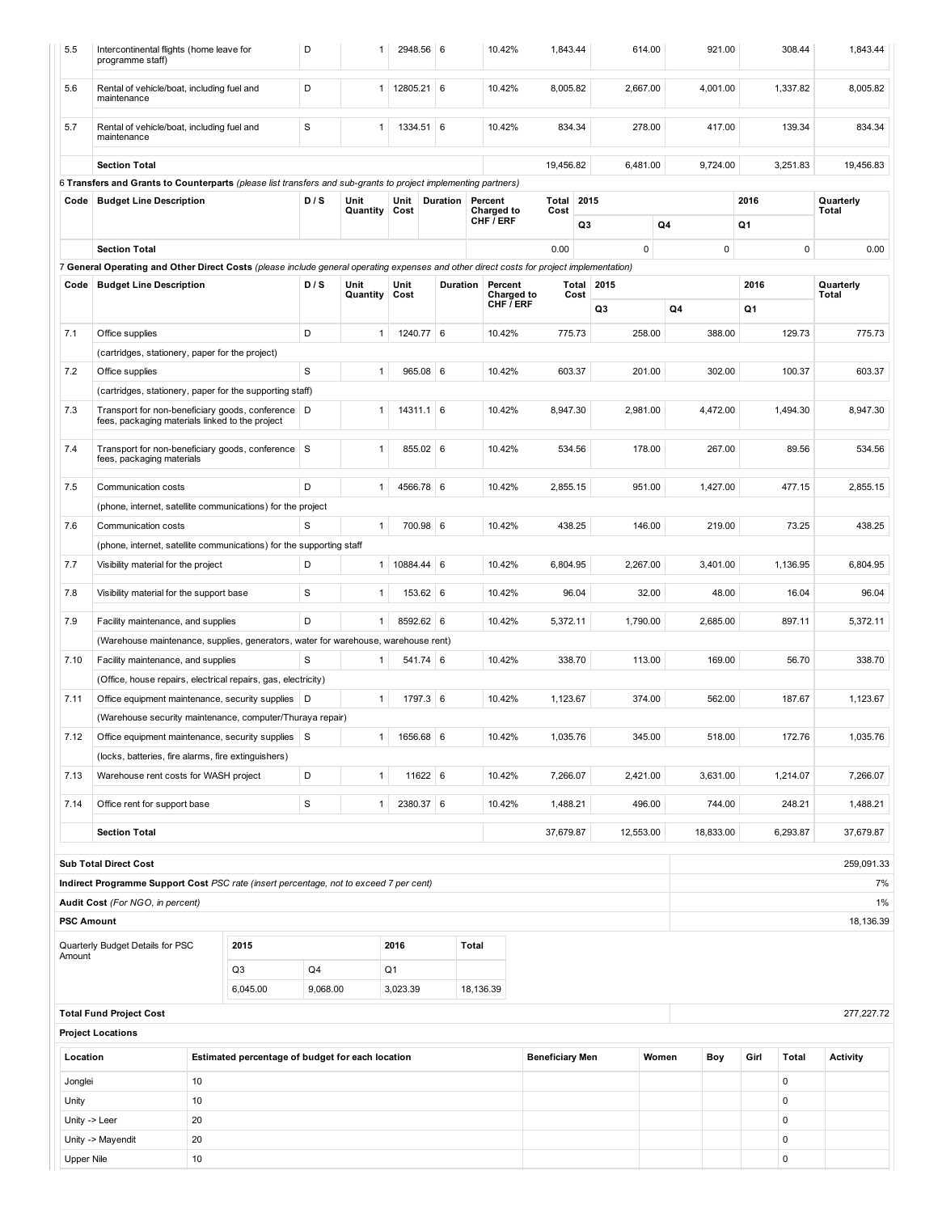| Code | Budget Line Description | D / S | Unit Quantity | Unit Cost | Duration | Percent Charged to CHF / ERF | Total Cost | 2015 Q3 | 2015 Q4 | 2016 Q1 | Quarterly Total |
|---|---|---|---|---|---|---|---|---|---|---|---|
| 5.5 | Intercontinental flights (home leave for programme staff) | D | 1 | 2948.56 | 6 | 10.42% | 1,843.44 | 614.00 | 921.00 | 308.44 | 1,843.44 |
| 5.6 | Rental of vehicle/boat, including fuel and maintenance | D | 1 | 12805.21 | 6 | 10.42% | 8,005.82 | 2,667.00 | 4,001.00 | 1,337.82 | 8,005.82 |
| 5.7 | Rental of vehicle/boat, including fuel and maintenance | S | 1 | 1334.51 | 6 | 10.42% | 834.34 | 278.00 | 417.00 | 139.34 | 834.34 |
| | **Section Total** | | | | | | 19,456.82 | 6,481.00 | 9,724.00 | 3,251.83 | 19,456.83 |

6 **Transfers and Grants to Counterparts** *(please list transfers and sub-grants to project implementing partners)*

| Code | Budget Line Description | D / S | Unit Quantity | Unit Cost | Duration | Percent Charged to CHF / ERF | Total Cost | 2015 | | 2016 | Quarterly Total |
|---|---|---|---|---|---|---|---|---|---|---|---|
| | | | | | | | | Q3 | Q4 | Q1 | |
| | **Section Total** | | | | | | 0.00 | 0 | 0 | 0 | 0.00 |

7 **General Operating and Other Direct Costs** *(please include general operating expenses and other direct costs for project implementation)*

| Code | Budget Line Description | D / S | Unit Quantity | Unit Cost | Duration | Percent Charged to CHF / ERF | Total Cost | 2015 | | 2016 | Quarterly Total |
|---|---|---|---|---|---|---|---|---|---|---|---|
| | | | | | | | | Q3 | Q4 | Q1 | |
| 7.1 | Office supplies | D | 1 | 1240.77 | 6 | 10.42% | 775.73 | 258.00 | 388.00 | 129.73 | 775.73 |
| | (cartridges, stationery, paper for the project) | | | | | | | | | | |
| 7.2 | Office supplies | S | 1 | 965.08 | 6 | 10.42% | 603.37 | 201.00 | 302.00 | 100.37 | 603.37 |
| | (cartridges, stationery, paper for the supporting staff) | | | | | | | | | | |
| 7.3 | Transport for non-beneficiary goods, conference fees, packaging materials linked to the project | D | 1 | 14311.1 | 6 | 10.42% | 8,947.30 | 2,981.00 | 4,472.00 | 1,494.30 | 8,947.30 |
| 7.4 | Transport for non-beneficiary goods, conference fees, packaging materials | S | 1 | 855.02 | 6 | 10.42% | 534.56 | 178.00 | 267.00 | 89.56 | 534.56 |
| 7.5 | Communication costs | D | 1 | 4566.78 | 6 | 10.42% | 2,855.15 | 951.00 | 1,427.00 | 477.15 | 2,855.15 |
| | (phone, internet, satellite communications) for the project | | | | | | | | | | |
| 7.6 | Communication costs | S | 1 | 700.98 | 6 | 10.42% | 438.25 | 146.00 | 219.00 | 73.25 | 438.25 |
| | (phone, internet, satellite communications) for the supporting staff | | | | | | | | | | |
| 7.7 | Visibility material for the project | D | 1 | 10884.44 | 6 | 10.42% | 6,804.95 | 2,267.00 | 3,401.00 | 1,136.95 | 6,804.95 |
| 7.8 | Visibility material for the support base | S | 1 | 153.62 | 6 | 10.42% | 96.04 | 32.00 | 48.00 | 16.04 | 96.04 |
| 7.9 | Facility maintenance, and supplies | D | 1 | 8592.62 | 6 | 10.42% | 5,372.11 | 1,790.00 | 2,685.00 | 897.11 | 5,372.11 |
| | (Warehouse maintenance, supplies, generators, water for warehouse, warehouse rent) | | | | | | | | | | |
| 7.10 | Facility maintenance, and supplies | S | 1 | 541.74 | 6 | 10.42% | 338.70 | 113.00 | 169.00 | 56.70 | 338.70 |
| | (Office, house repairs, electrical repairs, gas, electricity) | | | | | | | | | | |
| 7.11 | Office equipment maintenance, security supplies | D | 1 | 1797.3 | 6 | 10.42% | 1,123.67 | 374.00 | 562.00 | 187.67 | 1,123.67 |
| | (Warehouse security maintenance, computer/Thuraya repair) | | | | | | | | | | |
| 7.12 | Office equipment maintenance, security supplies | S | 1 | 1656.68 | 6 | 10.42% | 1,035.76 | 345.00 | 518.00 | 172.76 | 1,035.76 |
| | (locks, batteries, fire alarms, fire extinguishers) | | | | | | | | | | |
| 7.13 | Warehouse rent costs for WASH project | D | 1 | 11622 | 6 | 10.42% | 7,266.07 | 2,421.00 | 3,631.00 | 1,214.07 | 7,266.07 |
| 7.14 | Office rent for support base | S | 1 | 2380.37 | 6 | 10.42% | 1,488.21 | 496.00 | 744.00 | 248.21 | 1,488.21 |
| | **Section Total** | | | | | | 37,679.87 | 12,553.00 | 18,833.00 | 6,293.87 | 37,679.87 |

| | |
|---|---|
| **Sub Total Direct Cost** | 259,091.33 |
| **Indirect Programme Support Cost** PSC rate *(insert percentage, not to exceed 7 per cent)* | 7% |
| **Audit Cost** *(For NGO, in percent)* | 1% |
| **PSC Amount** | 18,136.39 |

| Quarterly Budget Details for PSC Amount | 2015 | | 2016 | Total |
|---|---|---|---|---|
| | Q3 | Q4 | Q1 | |
| | 6,045.00 | 9,068.00 | 3,023.39 | 18,136.39 |

| | |
|---|---|
| **Total Fund Project Cost** | 277,227.72 |

**Project Locations**

| Location | Estimated percentage of budget for each location | Beneficiary Men | Women | Boy | Girl | Total | Activity |
|---|---|---|---|---|---|---|---|
| Jonglei | 10 | | | | | 0 | |
| Unity | 10 | | | | | 0 | |
| Unity -> Leer | 20 | | | | | 0 | |
| Unity -> Mayendit | 20 | | | | | 0 | |
| Upper Nile | 10 | | | | | 0 | |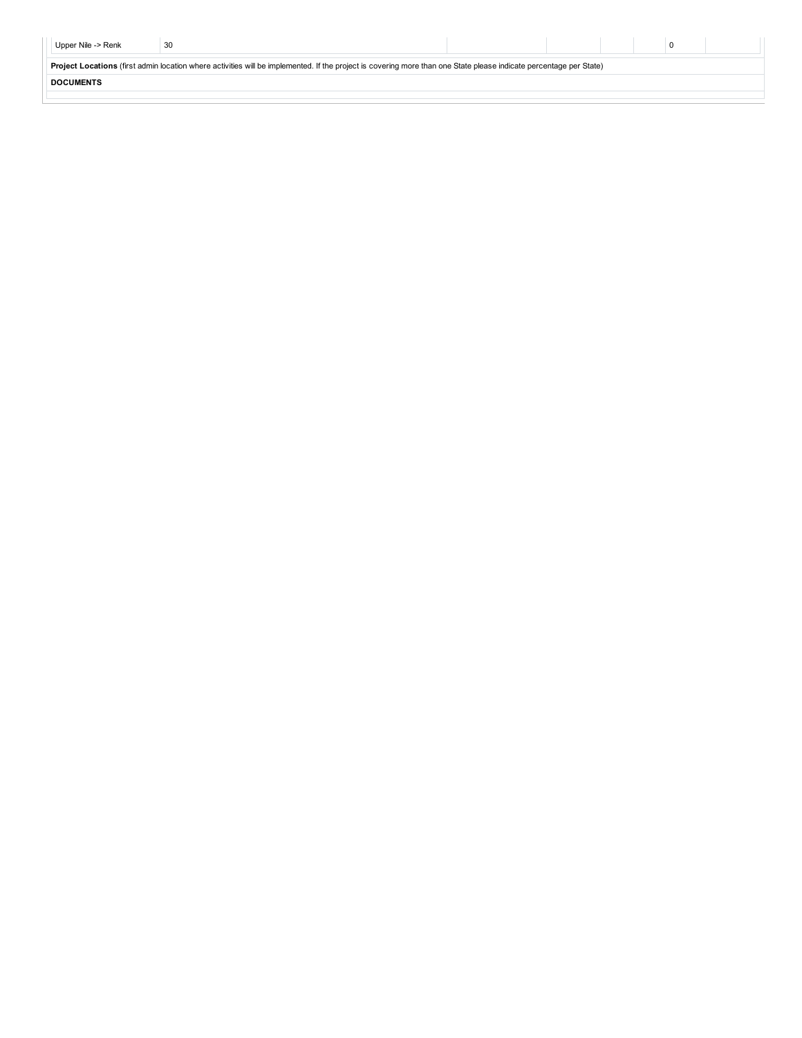| | | | | | | |
|---|---|---|---|---|---|---|
| Upper Nile -> Renk | 30 | | | | 0 | |

**Project Locations** (first admin location where activities will be implemented. If the project is covering more than one State please indicate percentage per State)

**DOCUMENTS**